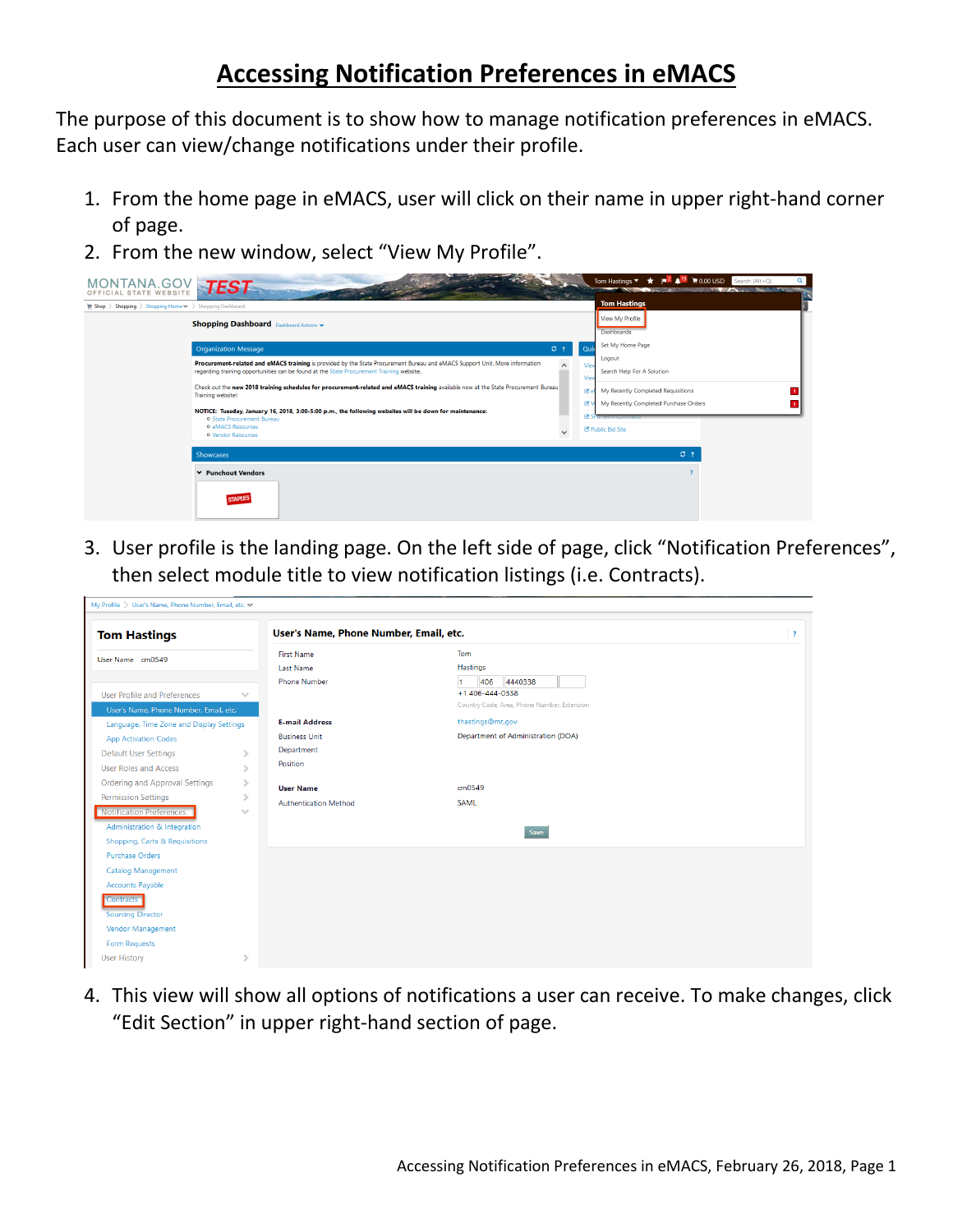# Accessing Notification Preferences in eMACS

The purpose of this document is to show how to manage notification preferences in eMACS. Each user can view/change notifications under their profile.

1. From the home page in eMACS, user will click on their name in upper right-hand corner of page.
2. From the new window, select "View My Profile".

3. User profile is the landing page. On the left side of page, click "Notification Preferences", then select module title to view notification listings (i.e. Contracts).

4. This view will show all options of notifications a user can receive. To make changes, click "Edit Section" in upper right-hand section of page.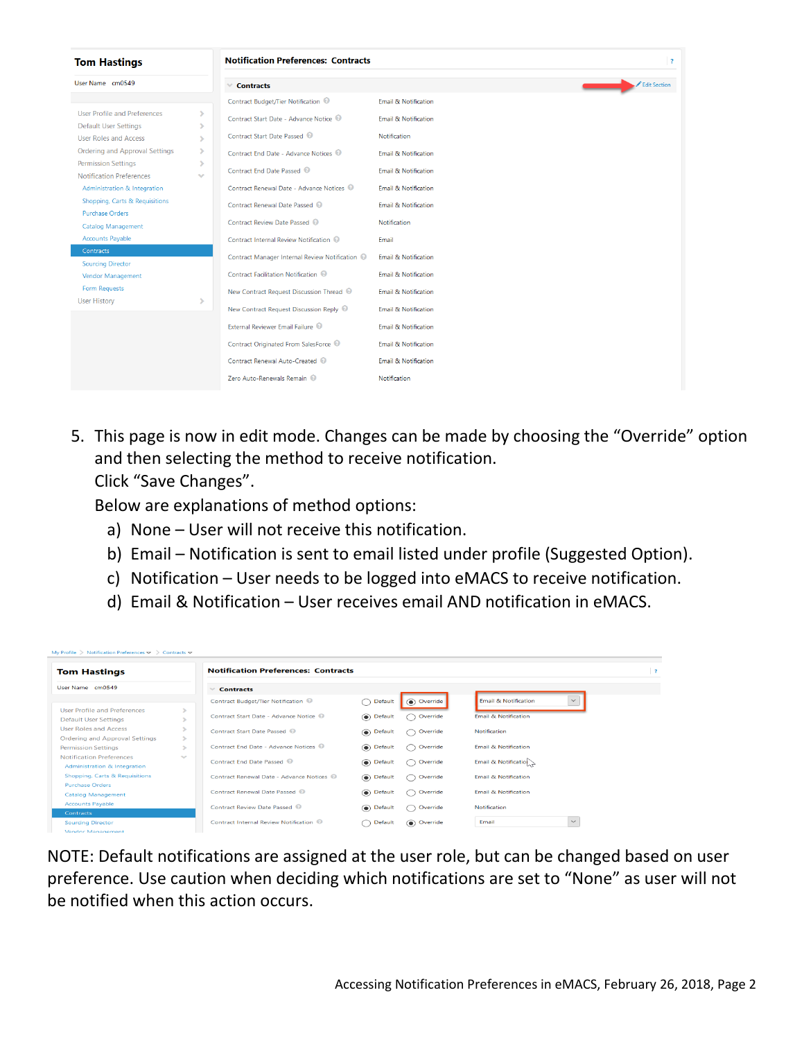5. This page is now in edit mode. Changes can be made by choosing the “Override” option and then selecting the method to receive notification.
   Click “Save Changes”.
   Below are explanations of method options:
   a) None – User will not receive this notification.
   b) Email – Notification is sent to email listed under profile (Suggested Option).
   c) Notification – User needs to be logged into eMACS to receive notification.
   d) Email & Notification – User receives email AND notification in eMACS.

NOTE: Default notifications are assigned at the user role, but can be changed based on user preference. Use caution when deciding which notifications are set to “None” as user will not be notified when this action occurs.